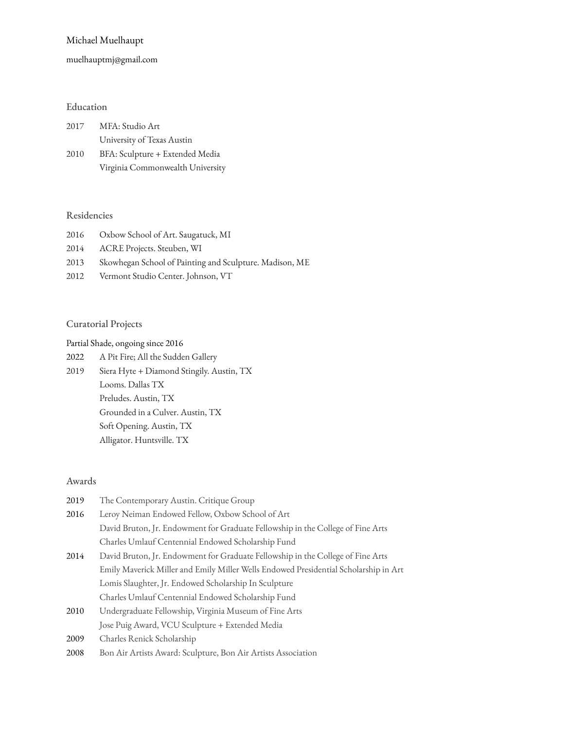# Michael Muelhaupt

muelhauptmj@gmail.com

## Education

2017 MFA: Studio Art
University of Texas Austin

2010 BFA: Sculpture + Extended Media
Virginia Commonwealth University

## Residencies

2016 Oxbow School of Art. Saugatuck, MI

2014 ACRE Projects. Steuben, WI

2013 Skowhegan School of Painting and Sculpture. Madison, ME

2012 Vermont Studio Center. Johnson, VT

## Curatorial Projects

Partial Shade, ongoing since 2016

2022 A Pit Fire; All the Sudden Gallery

2019 Siera Hyte + Diamond Stingily. Austin, TX
Looms. Dallas TX
Preludes. Austin, TX
Grounded in a Culver. Austin, TX
Soft Opening. Austin, TX
Alligator. Huntsville. TX

## Awards

2019 The Contemporary Austin. Critique Group

2016 Leroy Neiman Endowed Fellow, Oxbow School of Art
David Bruton, Jr. Endowment for Graduate Fellowship in the College of Fine Arts
Charles Umlauf Centennial Endowed Scholarship Fund

2014 David Bruton, Jr. Endowment for Graduate Fellowship in the College of Fine Arts
Emily Maverick Miller and Emily Miller Wells Endowed Presidential Scholarship in Art
Lomis Slaughter, Jr. Endowed Scholarship In Sculpture
Charles Umlauf Centennial Endowed Scholarship Fund

2010 Undergraduate Fellowship, Virginia Museum of Fine Arts
Jose Puig Award, VCU Sculpture + Extended Media

2009 Charles Renick Scholarship

2008 Bon Air Artists Award: Sculpture, Bon Air Artists Association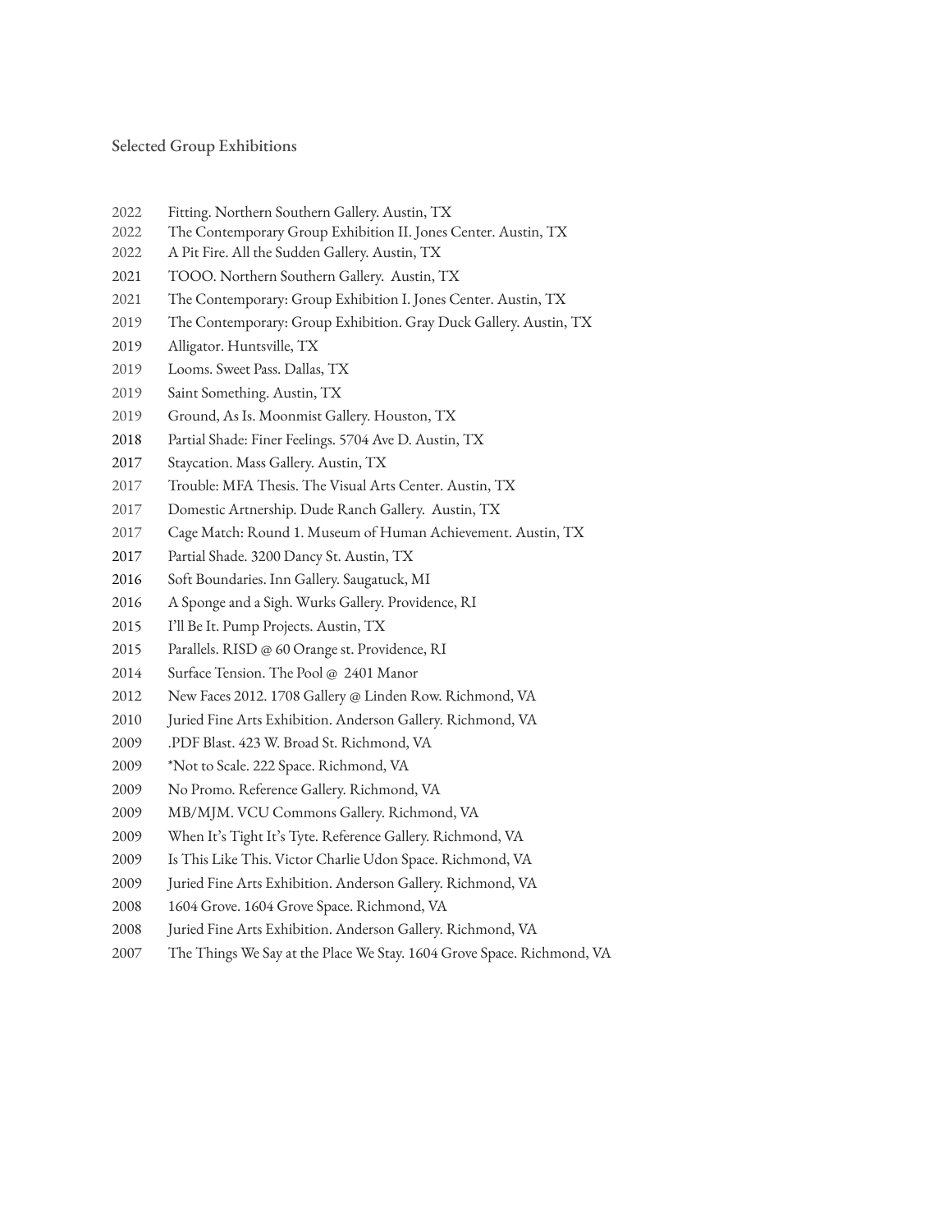## Selected Group Exhibitions

2022 Fitting. Northern Southern Gallery. Austin, TX
2022 The Contemporary Group Exhibition II. Jones Center. Austin, TX
2022 A Pit Fire. All the Sudden Gallery. Austin, TX
2021 TOOO. Northern Southern Gallery. Austin, TX
2021 The Contemporary: Group Exhibition I. Jones Center. Austin, TX
2019 The Contemporary: Group Exhibition. Gray Duck Gallery. Austin, TX
2019 Alligator. Huntsville, TX
2019 Looms. Sweet Pass. Dallas, TX
2019 Saint Something. Austin, TX
2019 Ground, As Is. Moonmist Gallery. Houston, TX
2018 Partial Shade: Finer Feelings. 5704 Ave D. Austin, TX
2017 Staycation. Mass Gallery. Austin, TX
2017 Trouble: MFA Thesis. The Visual Arts Center. Austin, TX
2017 Domestic Artnership. Dude Ranch Gallery. Austin, TX
2017 Cage Match: Round 1. Museum of Human Achievement. Austin, TX
2017 Partial Shade. 3200 Dancy St. Austin, TX
2016 Soft Boundaries. Inn Gallery. Saugatuck, MI
2016 A Sponge and a Sigh. Wurks Gallery. Providence, RI
2015 I'll Be It. Pump Projects. Austin, TX
2015 Parallels. RISD @ 60 Orange st. Providence, RI
2014 Surface Tension. The Pool @ 2401 Manor
2012 New Faces 2012. 1708 Gallery @ Linden Row. Richmond, VA
2010 Juried Fine Arts Exhibition. Anderson Gallery. Richmond, VA
2009 .PDF Blast. 423 W. Broad St. Richmond, VA
2009 *Not to Scale. 222 Space. Richmond, VA
2009 No Promo. Reference Gallery. Richmond, VA
2009 MB/MJM. VCU Commons Gallery. Richmond, VA
2009 When It's Tight It's Tyte. Reference Gallery. Richmond, VA
2009 Is This Like This. Victor Charlie Udon Space. Richmond, VA
2009 Juried Fine Arts Exhibition. Anderson Gallery. Richmond, VA
2008 1604 Grove. 1604 Grove Space. Richmond, VA
2008 Juried Fine Arts Exhibition. Anderson Gallery. Richmond, VA
2007 The Things We Say at the Place We Stay. 1604 Grove Space. Richmond, VA